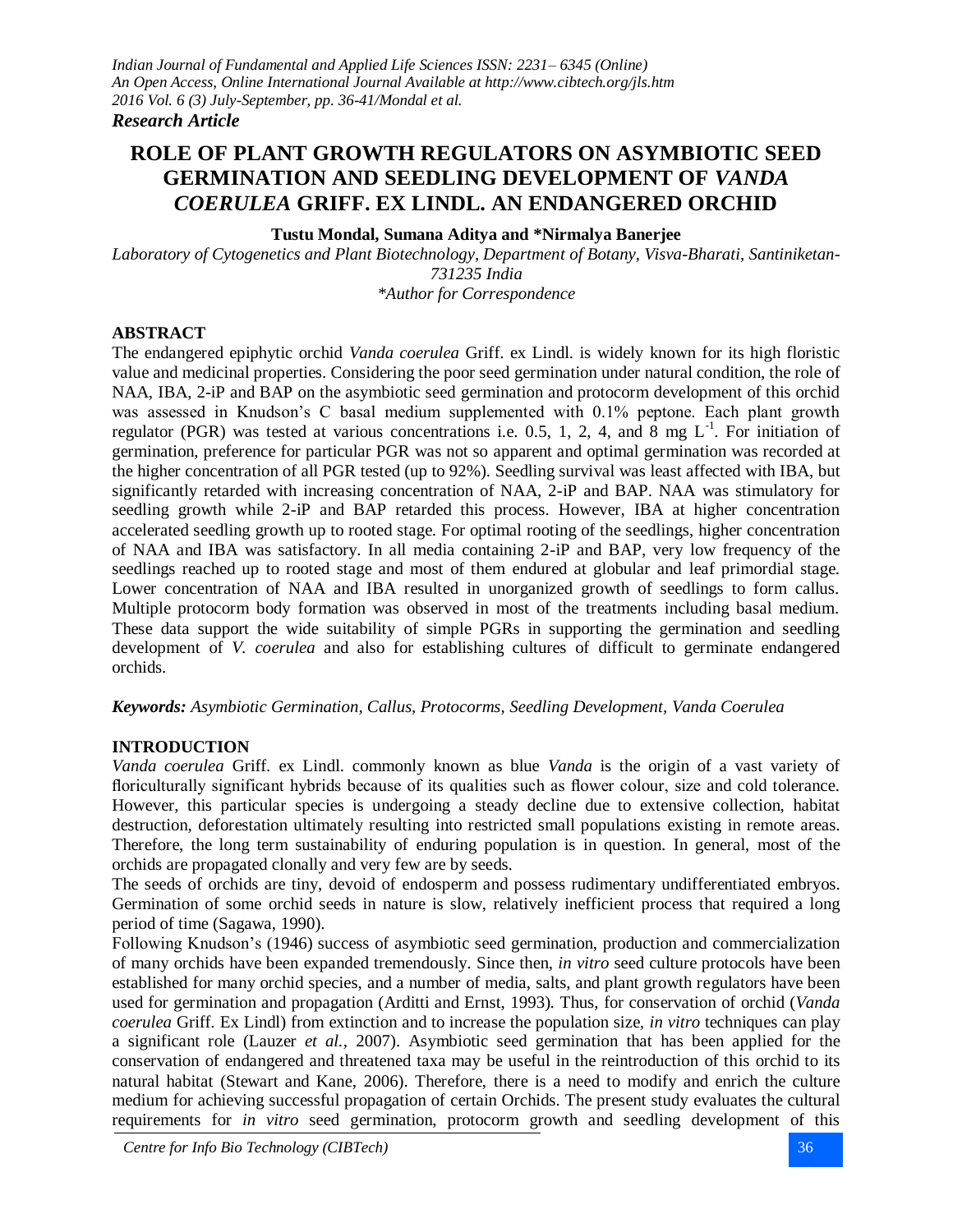*Research Article*

# ROLE OF PLANT GROWTH REGULATORS ON ASYMBIOTIC SEED GERMINATION AND SEEDLING DEVELOPMENT OF *VANDA COERULEA* GRIFF. EX LINDL. AN ENDANGERED ORCHID

**Tustu Mondal, Sumana Aditya and \*Nirmalya Banerjee**

*Laboratory of Cytogenetics and Plant Biotechnology, Department of Botany, Visva-Bharati, Santiniketan-731235 India*

*\*Author for Correspondence*

## ABSTRACT

The endangered epiphytic orchid *Vanda coerulea* Griff. ex Lindl. is widely known for its high floristic value and medicinal properties. Considering the poor seed germination under natural condition, the role of NAA, IBA, 2-iP and BAP on the asymbiotic seed germination and protocorm development of this orchid was assessed in Knudson's C basal medium supplemented with 0.1% peptone. Each plant growth regulator (PGR) was tested at various concentrations i.e. 0.5, 1, 2, 4, and 8 mg $L^{-1}$. For initiation of germination, preference for particular PGR was not so apparent and optimal germination was recorded at the higher concentration of all PGR tested (up to 92%). Seedling survival was least affected with IBA, but significantly retarded with increasing concentration of NAA, 2-iP and BAP. NAA was stimulatory for seedling growth while 2-iP and BAP retarded this process. However, IBA at higher concentration accelerated seedling growth up to rooted stage. For optimal rooting of the seedlings, higher concentration of NAA and IBA was satisfactory. In all media containing 2-iP and BAP, very low frequency of the seedlings reached up to rooted stage and most of them endured at globular and leaf primordial stage. Lower concentration of NAA and IBA resulted in unorganized growth of seedlings to form callus. Multiple protocorm body formation was observed in most of the treatments including basal medium. These data support the wide suitability of simple PGRs in supporting the germination and seedling development of *V. coerulea* and also for establishing cultures of difficult to germinate endangered orchids.

***Keywords:** Asymbiotic Germination, Callus, Protocorms, Seedling Development, Vanda Coerulea*

## INTRODUCTION

*Vanda coerulea* Griff. ex Lindl. commonly known as blue *Vanda* is the origin of a vast variety of floriculturally significant hybrids because of its qualities such as flower colour, size and cold tolerance. However, this particular species is undergoing a steady decline due to extensive collection, habitat destruction, deforestation ultimately resulting into restricted small populations existing in remote areas. Therefore, the long term sustainability of enduring population is in question. In general, most of the orchids are propagated clonally and very few are by seeds.

The seeds of orchids are tiny, devoid of endosperm and possess rudimentary undifferentiated embryos. Germination of some orchid seeds in nature is slow, relatively inefficient process that required a long period of time (Sagawa, 1990).

Following Knudson's (1946) success of asymbiotic seed germination, production and commercialization of many orchids have been expanded tremendously. Since then, *in vitro* seed culture protocols have been established for many orchid species, and a number of media, salts, and plant growth regulators have been used for germination and propagation (Arditti and Ernst, 1993). Thus, for conservation of orchid (*Vanda coerulea* Griff. Ex Lindl) from extinction and to increase the population size, *in vitro* techniques can play a significant role (Lauzer *et al.,* 2007). Asymbiotic seed germination that has been applied for the conservation of endangered and threatened taxa may be useful in the reintroduction of this orchid to its natural habitat (Stewart and Kane, 2006). Therefore, there is a need to modify and enrich the culture medium for achieving successful propagation of certain Orchids. The present study evaluates the cultural requirements for *in vitro* seed germination, protocorm growth and seedling development of this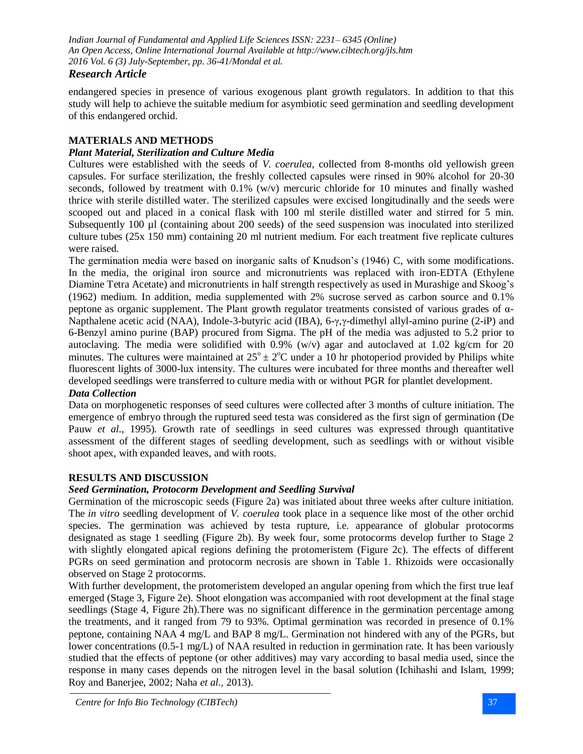endangered species in presence of various exogenous plant growth regulators. In addition to that this study will help to achieve the suitable medium for asymbiotic seed germination and seedling development of this endangered orchid.

## MATERIALS AND METHODS

### *Plant Material, Sterilization and Culture Media*

Cultures were established with the seeds of *V. coerulea*, collected from 8-months old yellowish green capsules. For surface sterilization, the freshly collected capsules were rinsed in 90% alcohol for 20-30 seconds, followed by treatment with 0.1% (w/v) mercuric chloride for 10 minutes and finally washed thrice with sterile distilled water. The sterilized capsules were excised longitudinally and the seeds were scooped out and placed in a conical flask with 100 ml sterile distilled water and stirred for 5 min. Subsequently 100 µl (containing about 200 seeds) of the seed suspension was inoculated into sterilized culture tubes (25x 150 mm) containing 20 ml nutrient medium. For each treatment five replicate cultures were raised.

The germination media were based on inorganic salts of Knudson's (1946) C, with some modifications. In the media, the original iron source and micronutrients was replaced with iron-EDTA (Ethylene Diamine Tetra Acetate) and micronutrients in half strength respectively as used in Murashige and Skoog's (1962) medium. In addition, media supplemented with 2% sucrose served as carbon source and 0.1% peptone as organic supplement. The Plant growth regulator treatments consisted of various grades of α-Napthalene acetic acid (NAA), Indole-3-butyric acid (IBA), 6-γ,γ-dimethyl allyl-amino purine (2-iP) and 6-Benzyl amino purine (BAP) procured from Sigma. The pH of the media was adjusted to 5.2 prior to autoclaving. The media were solidified with 0.9% (w/v) agar and autoclaved at 1.02 kg/cm for 20 minutes. The cultures were maintained at $25^{o} \pm 2^{o}$C under a 10 hr photoperiod provided by Philips white fluorescent lights of 3000-lux intensity. The cultures were incubated for three months and thereafter well developed seedlings were transferred to culture media with or without PGR for plantlet development.

### *Data Collection*

Data on morphogenetic responses of seed cultures were collected after 3 months of culture initiation. The emergence of embryo through the ruptured seed testa was considered as the first sign of germination (De Pauw *et al.,* 1995). Growth rate of seedlings in seed cultures was expressed through quantitative assessment of the different stages of seedling development, such as seedlings with or without visible shoot apex, with expanded leaves, and with roots.

## RESULTS AND DISCUSSION

### *Seed Germination, Protocorm Development and Seedling Survival*

Germination of the microscopic seeds (Figure 2a) was initiated about three weeks after culture initiation. The *in vitro* seedling development of *V. coerulea* took place in a sequence like most of the other orchid species. The germination was achieved by testa rupture, i.e. appearance of globular protocorms designated as stage 1 seedling (Figure 2b). By week four, some protocorms develop further to Stage 2 with slightly elongated apical regions defining the protomeristem (Figure 2c). The effects of different PGRs on seed germination and protocorm necrosis are shown in Table 1. Rhizoids were occasionally observed on Stage 2 protocorms.

With further development, the protomeristem developed an angular opening from which the first true leaf emerged (Stage 3, Figure 2e). Shoot elongation was accompanied with root development at the final stage seedlings (Stage 4, Figure 2h).There was no significant difference in the germination percentage among the treatments, and it ranged from 79 to 93%. Optimal germination was recorded in presence of 0.1% peptone, containing NAA 4 mg/L and BAP 8 mg/L. Germination not hindered with any of the PGRs, but lower concentrations (0.5-1 mg/L) of NAA resulted in reduction in germination rate. It has been variously studied that the effects of peptone (or other additives) may vary according to basal media used, since the response in many cases depends on the nitrogen level in the basal solution (Ichihashi and Islam, 1999; Roy and Banerjee, 2002; Naha *et al.,* 2013).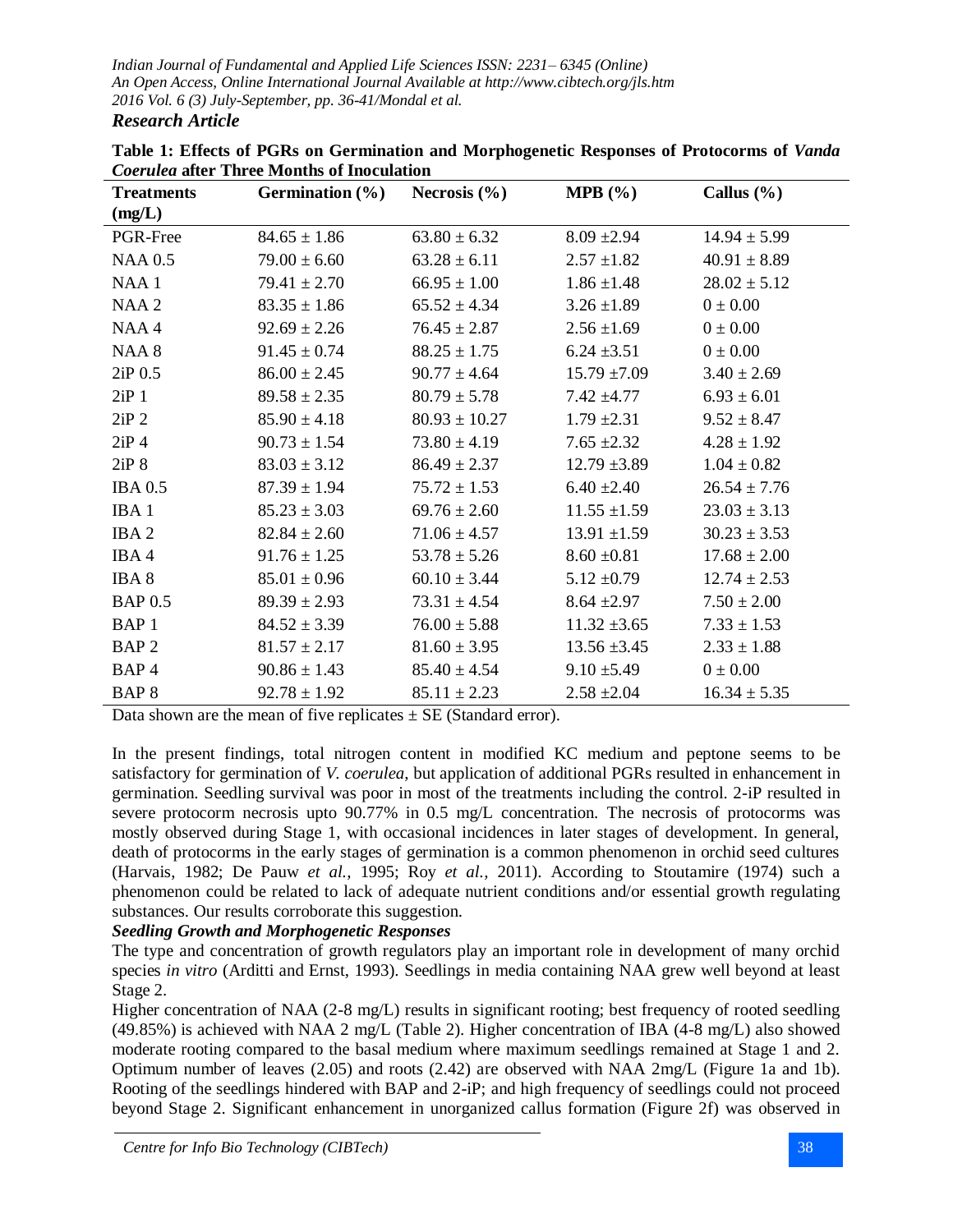**Table 1: Effects of PGRs on Germination and Morphogenetic Responses of Protocorms of *Vanda Coerulea* after Three Months of Inoculation**

| Treatments (mg/L) | Germination (%) | Necrosis (%) | MPB (%) | Callus (%) |
|---|---|---|---|---|
| PGR-Free | 84.65 ± 1.86 | 63.80 ± 6.32 | 8.09 ±2.94 | 14.94 ± 5.99 |
| NAA 0.5 | 79.00 ± 6.60 | 63.28 ± 6.11 | 2.57 ±1.82 | 40.91 ± 8.89 |
| NAA 1 | 79.41 ± 2.70 | 66.95 ± 1.00 | 1.86 ±1.48 | 28.02 ± 5.12 |
| NAA 2 | 83.35 ± 1.86 | 65.52 ± 4.34 | 3.26 ±1.89 | 0 ± 0.00 |
| NAA 4 | 92.69 ± 2.26 | 76.45 ± 2.87 | 2.56 ±1.69 | 0 ± 0.00 |
| NAA 8 | 91.45 ± 0.74 | 88.25 ± 1.75 | 6.24 ±3.51 | 0 ± 0.00 |
| 2iP 0.5 | 86.00 ± 2.45 | 90.77 ± 4.64 | 15.79 ±7.09 | 3.40 ± 2.69 |
| 2iP 1 | 89.58 ± 2.35 | 80.79 ± 5.78 | 7.42 ±4.77 | 6.93 ± 6.01 |
| 2iP 2 | 85.90 ± 4.18 | 80.93 ± 10.27 | 1.79 ±2.31 | 9.52 ± 8.47 |
| 2iP 4 | 90.73 ± 1.54 | 73.80 ± 4.19 | 7.65 ±2.32 | 4.28 ± 1.92 |
| 2iP 8 | 83.03 ± 3.12 | 86.49 ± 2.37 | 12.79 ±3.89 | 1.04 ± 0.82 |
| IBA 0.5 | 87.39 ± 1.94 | 75.72 ± 1.53 | 6.40 ±2.40 | 26.54 ± 7.76 |
| IBA 1 | 85.23 ± 3.03 | 69.76 ± 2.60 | 11.55 ±1.59 | 23.03 ± 3.13 |
| IBA 2 | 82.84 ± 2.60 | 71.06 ± 4.57 | 13.91 ±1.59 | 30.23 ± 3.53 |
| IBA 4 | 91.76 ± 1.25 | 53.78 ± 5.26 | 8.60 ±0.81 | 17.68 ± 2.00 |
| IBA 8 | 85.01 ± 0.96 | 60.10 ± 3.44 | 5.12 ±0.79 | 12.74 ± 2.53 |
| BAP 0.5 | 89.39 ± 2.93 | 73.31 ± 4.54 | 8.64 ±2.97 | 7.50 ± 2.00 |
| BAP 1 | 84.52 ± 3.39 | 76.00 ± 5.88 | 11.32 ±3.65 | 7.33 ± 1.53 |
| BAP 2 | 81.57 ± 2.17 | 81.60 ± 3.95 | 13.56 ±3.45 | 2.33 ± 1.88 |
| BAP 4 | 90.86 ± 1.43 | 85.40 ± 4.54 | 9.10 ±5.49 | 0 ± 0.00 |
| BAP 8 | 92.78 ± 1.92 | 85.11 ± 2.23 | 2.58 ±2.04 | 16.34 ± 5.35 |

Data shown are the mean of five replicates ± SE (Standard error).

In the present findings, total nitrogen content in modified KC medium and peptone seems to be satisfactory for germination of *V. coerulea*, but application of additional PGRs resulted in enhancement in germination. Seedling survival was poor in most of the treatments including the control. 2-iP resulted in severe protocorm necrosis upto 90.77% in 0.5 mg/L concentration. The necrosis of protocorms was mostly observed during Stage 1, with occasional incidences in later stages of development. In general, death of protocorms in the early stages of germination is a common phenomenon in orchid seed cultures (Harvais, 1982; De Pauw *et al.,* 1995; Roy *et al.,* 2011). According to Stoutamire (1974) such a phenomenon could be related to lack of adequate nutrient conditions and/or essential growth regulating substances. Our results corroborate this suggestion.

***Seedling Growth and Morphogenetic Responses***

The type and concentration of growth regulators play an important role in development of many orchid species *in vitro* (Arditti and Ernst, 1993). Seedlings in media containing NAA grew well beyond at least Stage 2.

Higher concentration of NAA (2-8 mg/L) results in significant rooting; best frequency of rooted seedling (49.85%) is achieved with NAA 2 mg/L (Table 2). Higher concentration of IBA (4-8 mg/L) also showed moderate rooting compared to the basal medium where maximum seedlings remained at Stage 1 and 2. Optimum number of leaves (2.05) and roots (2.42) are observed with NAA 2mg/L (Figure 1a and 1b). Rooting of the seedlings hindered with BAP and 2-iP; and high frequency of seedlings could not proceed beyond Stage 2. Significant enhancement in unorganized callus formation (Figure 2f) was observed in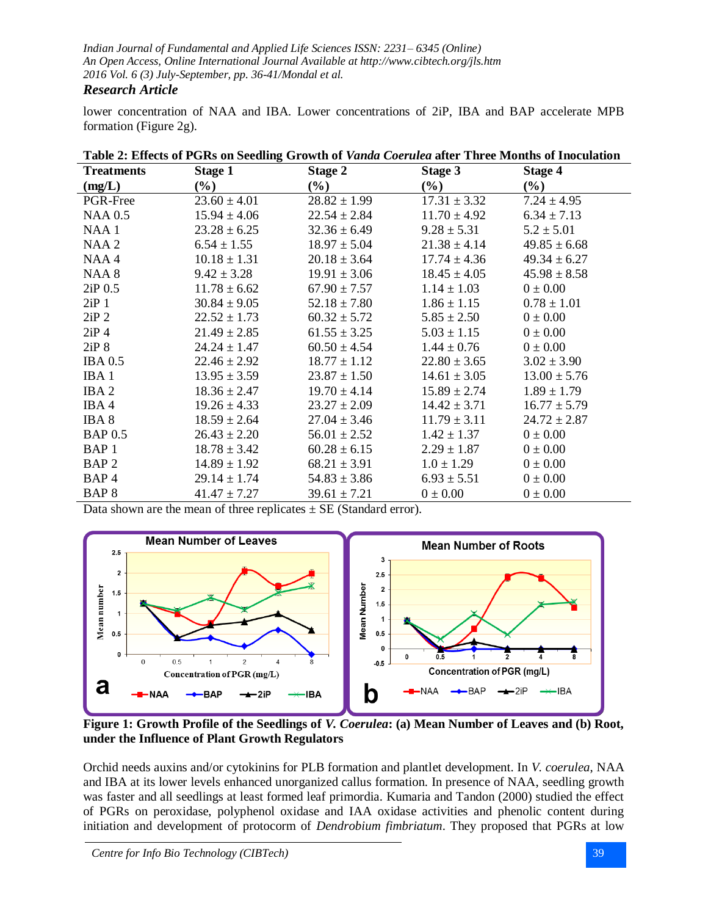lower concentration of NAA and IBA. Lower concentrations of 2iP, IBA and BAP accelerate MPB formation (Figure 2g).

**Table 2: Effects of PGRs on Seedling Growth of *Vanda Coerulea* after Three Months of Inoculation**

| Treatments (mg/L) | Stage 1 (%) | Stage 2 (%) | Stage 3 (%) | Stage 4 (%) |
|---|---|---|---|---|
| PGR-Free | 23.60 ± 4.01 | 28.82 ± 1.99 | 17.31 ± 3.32 | 7.24 ± 4.95 |
| NAA 0.5 | 15.94 ± 4.06 | 22.54 ± 2.84 | 11.70 ± 4.92 | 6.34 ± 7.13 |
| NAA 1 | 23.28 ± 6.25 | 32.36 ± 6.49 | 9.28 ± 5.31 | 5.2 ± 5.01 |
| NAA 2 | 6.54 ± 1.55 | 18.97 ± 5.04 | 21.38 ± 4.14 | 49.85 ± 6.68 |
| NAA 4 | 10.18 ± 1.31 | 20.18 ± 3.64 | 17.74 ± 4.36 | 49.34 ± 6.27 |
| NAA 8 | 9.42 ± 3.28 | 19.91 ± 3.06 | 18.45 ± 4.05 | 45.98 ± 8.58 |
| 2iP 0.5 | 11.78 ± 6.62 | 67.90 ± 7.57 | 1.14 ± 1.03 | 0 ± 0.00 |
| 2iP 1 | 30.84 ± 9.05 | 52.18 ± 7.80 | 1.86 ± 1.15 | 0.78 ± 1.01 |
| 2iP 2 | 22.52 ± 1.73 | 60.32 ± 5.72 | 5.85 ± 2.50 | 0 ± 0.00 |
| 2iP 4 | 21.49 ± 2.85 | 61.55 ± 3.25 | 5.03 ± 1.15 | 0 ± 0.00 |
| 2iP 8 | 24.24 ± 1.47 | 60.50 ± 4.54 | 1.44 ± 0.76 | 0 ± 0.00 |
| IBA 0.5 | 22.46 ± 2.92 | 18.77 ± 1.12 | 22.80 ± 3.65 | 3.02 ± 3.90 |
| IBA 1 | 13.95 ± 3.59 | 23.87 ± 1.50 | 14.61 ± 3.05 | 13.00 ± 5.76 |
| IBA 2 | 18.36 ± 2.47 | 19.70 ± 4.14 | 15.89 ± 2.74 | 1.89 ± 1.79 |
| IBA 4 | 19.26 ± 4.33 | 23.27 ± 2.09 | 14.42 ± 3.71 | 16.77 ± 5.79 |
| IBA 8 | 18.59 ± 2.64 | 27.04 ± 3.46 | 11.79 ± 3.11 | 24.72 ± 2.87 |
| BAP 0.5 | 26.43 ± 2.20 | 56.01 ± 2.52 | 1.42 ± 1.37 | 0 ± 0.00 |
| BAP 1 | 18.78 ± 3.42 | 60.28 ± 6.15 | 2.29 ± 1.87 | 0 ± 0.00 |
| BAP 2 | 14.89 ± 1.92 | 68.21 ± 3.91 | 1.0 ± 1.29 | 0 ± 0.00 |
| BAP 4 | 29.14 ± 1.74 | 54.83 ± 3.86 | 6.93 ± 5.51 | 0 ± 0.00 |
| BAP 8 | 41.47 ± 7.27 | 39.61 ± 7.21 | 0 ± 0.00 | 0 ± 0.00 |

Data shown are the mean of three replicates ± SE (Standard error).

**Figure 1: Growth Profile of the Seedlings of *V. Coerulea*: (a) Mean Number of Leaves and (b) Root, under the Influence of Plant Growth Regulators**

Orchid needs auxins and/or cytokinins for PLB formation and plantlet development. In *V. coerulea*, NAA and IBA at its lower levels enhanced unorganized callus formation. In presence of NAA, seedling growth was faster and all seedlings at least formed leaf primordia. Kumaria and Tandon (2000) studied the effect of PGRs on peroxidase, polyphenol oxidase and IAA oxidase activities and phenolic content during initiation and development of protocorm of *Dendrobium fimbriatum*. They proposed that PGRs at low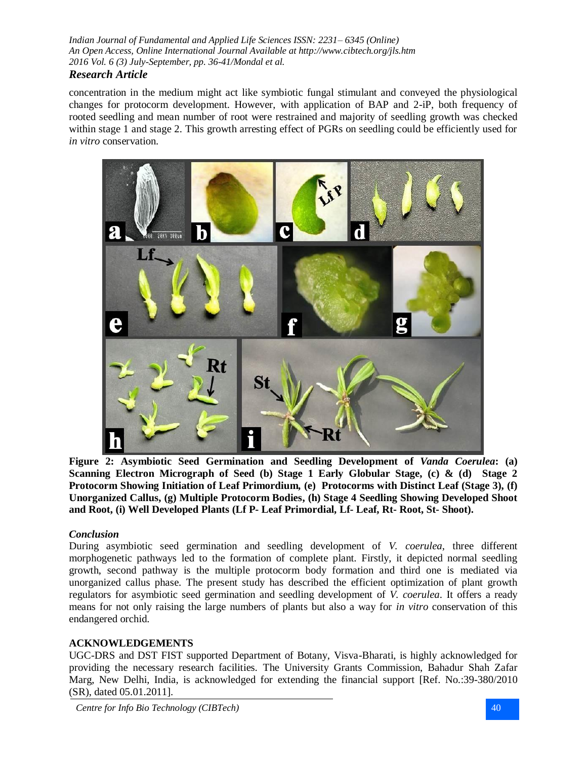concentration in the medium might act like symbiotic fungal stimulant and conveyed the physiological changes for protocorm development. However, with application of BAP and 2-iP, both frequency of rooted seedling and mean number of root were restrained and majority of seedling growth was checked within stage 1 and stage 2. This growth arresting effect of PGRs on seedling could be efficiently used for *in vitro* conservation.

**Figure 2: Asymbiotic Seed Germination and Seedling Development of *Vanda Coerulea*: (a) Scanning Electron Micrograph of Seed (b) Stage 1 Early Globular Stage, (c) & (d) Stage 2 Protocorm Showing Initiation of Leaf Primordium, (e) Protocorms with Distinct Leaf (Stage 3), (f) Unorganized Callus, (g) Multiple Protocorm Bodies, (h) Stage 4 Seedling Showing Developed Shoot and Root, (i) Well Developed Plants (Lf P- Leaf Primordial, Lf- Leaf, Rt- Root, St- Shoot).**

### *Conclusion*

During asymbiotic seed germination and seedling development of *V. coerulea*, three different morphogenetic pathways led to the formation of complete plant. Firstly, it depicted normal seedling growth, second pathway is the multiple protocorm body formation and third one is mediated via unorganized callus phase. The present study has described the efficient optimization of plant growth regulators for asymbiotic seed germination and seedling development of *V. coerulea*. It offers a ready means for not only raising the large numbers of plants but also a way for *in vitro* conservation of this endangered orchid.

## ACKNOWLEDGEMENTS

UGC-DRS and DST FIST supported Department of Botany, Visva-Bharati, is highly acknowledged for providing the necessary research facilities. The University Grants Commission, Bahadur Shah Zafar Marg, New Delhi, India, is acknowledged for extending the financial support [Ref. No.:39-380/2010 (SR), dated 05.01.2011].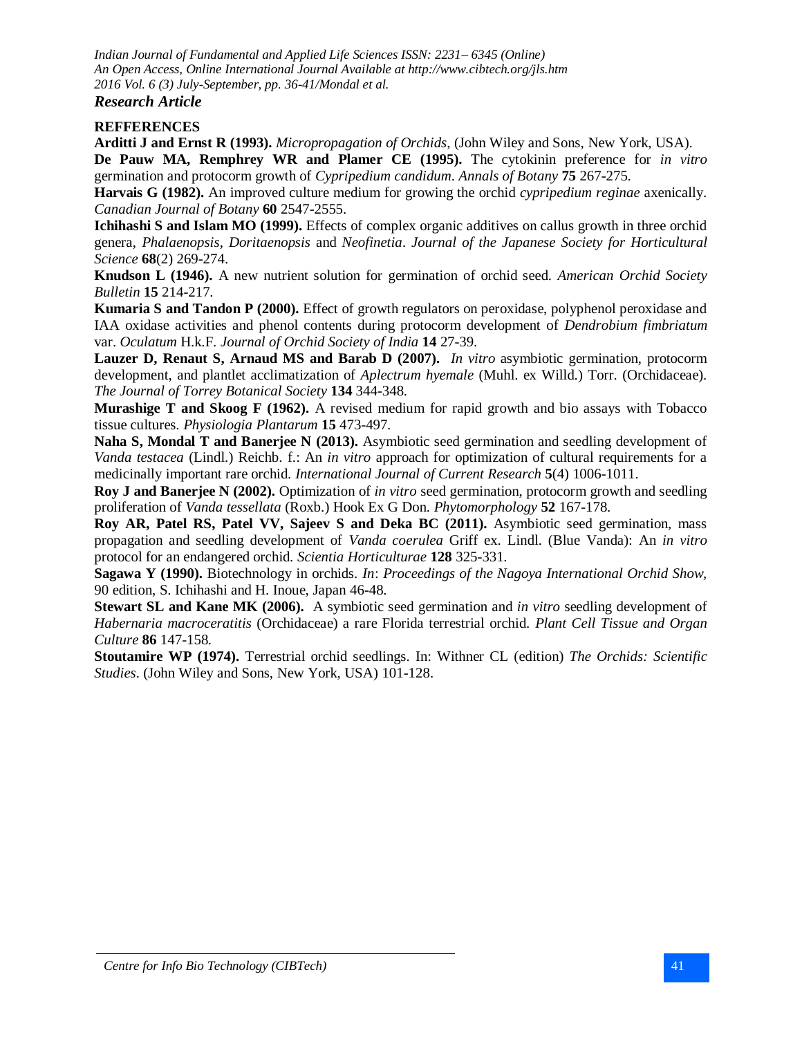**REFFERENCES**

**Arditti J and Ernst R (1993).** *Micropropagation of Orchids,* (John Wiley and Sons, New York, USA).

**De Pauw MA, Remphrey WR and Plamer CE (1995).** The cytokinin preference for *in vitro* germination and protocorm growth of *Cypripedium candidum*. *Annals of Botany* **75** 267-275.

**Harvais G (1982).** An improved culture medium for growing the orchid *cypripedium reginae* axenically. *Canadian Journal of Botany* **60** 2547-2555.

**Ichihashi S and Islam MO (1999).** Effects of complex organic additives on callus growth in three orchid genera, *Phalaenopsis*, *Doritaenopsis* and *Neofinetia*. *Journal of the Japanese Society for Horticultural Science* **68**(2) 269-274.

**Knudson L (1946).** A new nutrient solution for germination of orchid seed. *American Orchid Society Bulletin* **15** 214-217.

**Kumaria S and Tandon P (2000).** Effect of growth regulators on peroxidase, polyphenol peroxidase and IAA oxidase activities and phenol contents during protocorm development of *Dendrobium fimbriatum* var. *Oculatum* H.k.F. *Journal of Orchid Society of India* **14** 27-39.

**Lauzer D, Renaut S, Arnaud MS and Barab D (2007).** *In vitro* asymbiotic germination, protocorm development, and plantlet acclimatization of *Aplectrum hyemale* (Muhl. ex Willd.) Torr. (Orchidaceae). *The Journal of Torrey Botanical Society* **134** 344-348.

**Murashige T and Skoog F (1962).** A revised medium for rapid growth and bio assays with Tobacco tissue cultures. *Physiologia Plantarum* **15** 473-497.

**Naha S, Mondal T and Banerjee N (2013).** Asymbiotic seed germination and seedling development of *Vanda testacea* (Lindl.) Reichb. f.: An *in vitro* approach for optimization of cultural requirements for a medicinally important rare orchid. *International Journal of Current Research* **5**(4) 1006-1011.

**Roy J and Banerjee N (2002).** Optimization of *in vitro* seed germination, protocorm growth and seedling proliferation of *Vanda tessellata* (Roxb.) Hook Ex G Don. *Phytomorphology* **52** 167-178.

**Roy AR, Patel RS, Patel VV, Sajeev S and Deka BC (2011).** Asymbiotic seed germination, mass propagation and seedling development of *Vanda coerulea* Griff ex. Lindl. (Blue Vanda): An *in vitro* protocol for an endangered orchid. *Scientia Horticulturae* **128** 325-331.

**Sagawa Y (1990).** Biotechnology in orchids. *In*: *Proceedings of the Nagoya International Orchid Show,* 90 edition, S. Ichihashi and H. Inoue, Japan 46-48.

**Stewart SL and Kane MK (2006).** A symbiotic seed germination and *in vitro* seedling development of *Habernaria macroceratitis* (Orchidaceae) a rare Florida terrestrial orchid. *Plant Cell Tissue and Organ Culture* **86** 147-158.

**Stoutamire WP (1974).** Terrestrial orchid seedlings. In: Withner CL (edition) *The Orchids: Scientific Studies*. (John Wiley and Sons, New York, USA) 101-128.